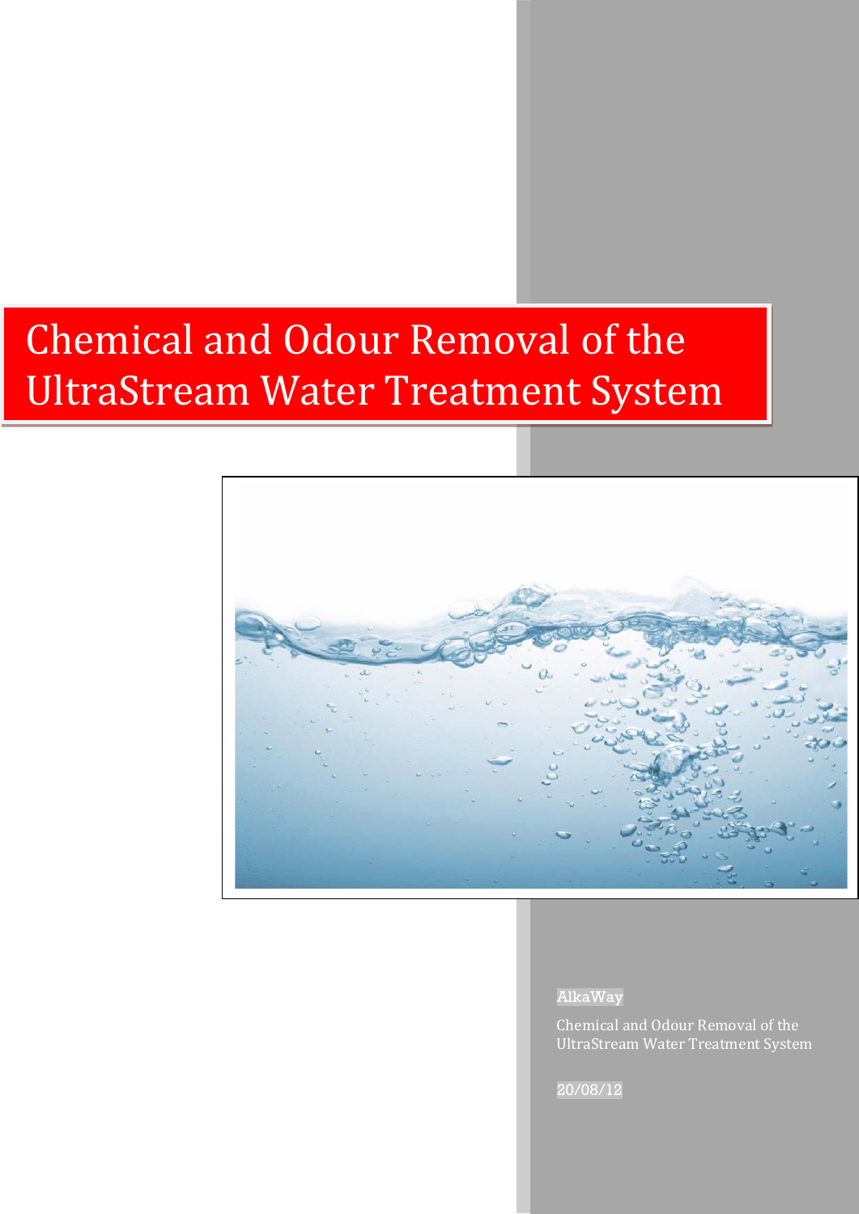# Chemical and Odour Removal of the UltraStream Water Treatment System

AlkaWay

Chemical and Odour Removal of the UltraStream Water Treatment System

20/08/12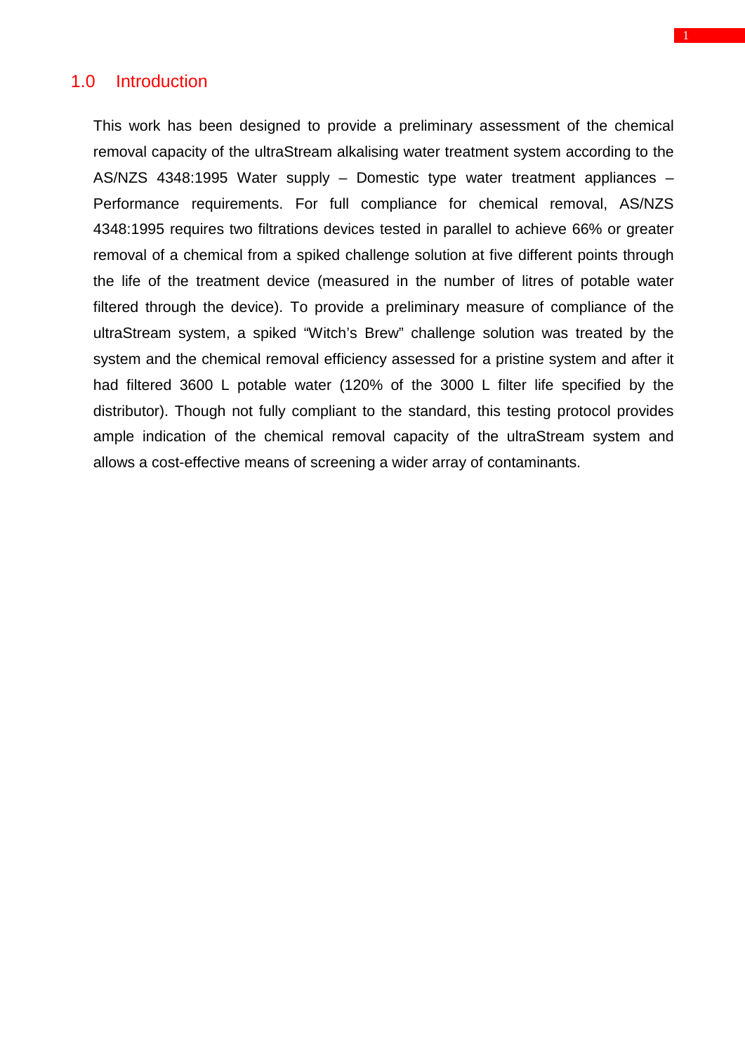## 1.0 Introduction

This work has been designed to provide a preliminary assessment of the chemical removal capacity of the ultraStream alkalising water treatment system according to the AS/NZS 4348:1995 Water supply – Domestic type water treatment appliances – Performance requirements. For full compliance for chemical removal, AS/NZS 4348:1995 requires two filtrations devices tested in parallel to achieve 66% or greater removal of a chemical from a spiked challenge solution at five different points through the life of the treatment device (measured in the number of litres of potable water filtered through the device). To provide a preliminary measure of compliance of the ultraStream system, a spiked "Witch's Brew" challenge solution was treated by the system and the chemical removal efficiency assessed for a pristine system and after it had filtered 3600 L potable water (120% of the 3000 L filter life specified by the distributor). Though not fully compliant to the standard, this testing protocol provides ample indication of the chemical removal capacity of the ultraStream system and allows a cost-effective means of screening a wider array of contaminants.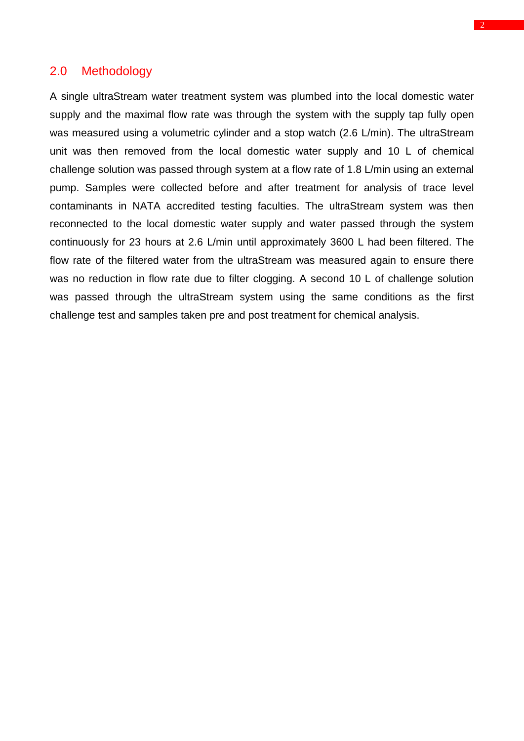## 2.0 Methodology

A single ultraStream water treatment system was plumbed into the local domestic water supply and the maximal flow rate was through the system with the supply tap fully open was measured using a volumetric cylinder and a stop watch (2.6 L/min). The ultraStream unit was then removed from the local domestic water supply and 10 L of chemical challenge solution was passed through system at a flow rate of 1.8 L/min using an external pump. Samples were collected before and after treatment for analysis of trace level contaminants in NATA accredited testing faculties. The ultraStream system was then reconnected to the local domestic water supply and water passed through the system continuously for 23 hours at 2.6 L/min until approximately 3600 L had been filtered. The flow rate of the filtered water from the ultraStream was measured again to ensure there was no reduction in flow rate due to filter clogging. A second 10 L of challenge solution was passed through the ultraStream system using the same conditions as the first challenge test and samples taken pre and post treatment for chemical analysis.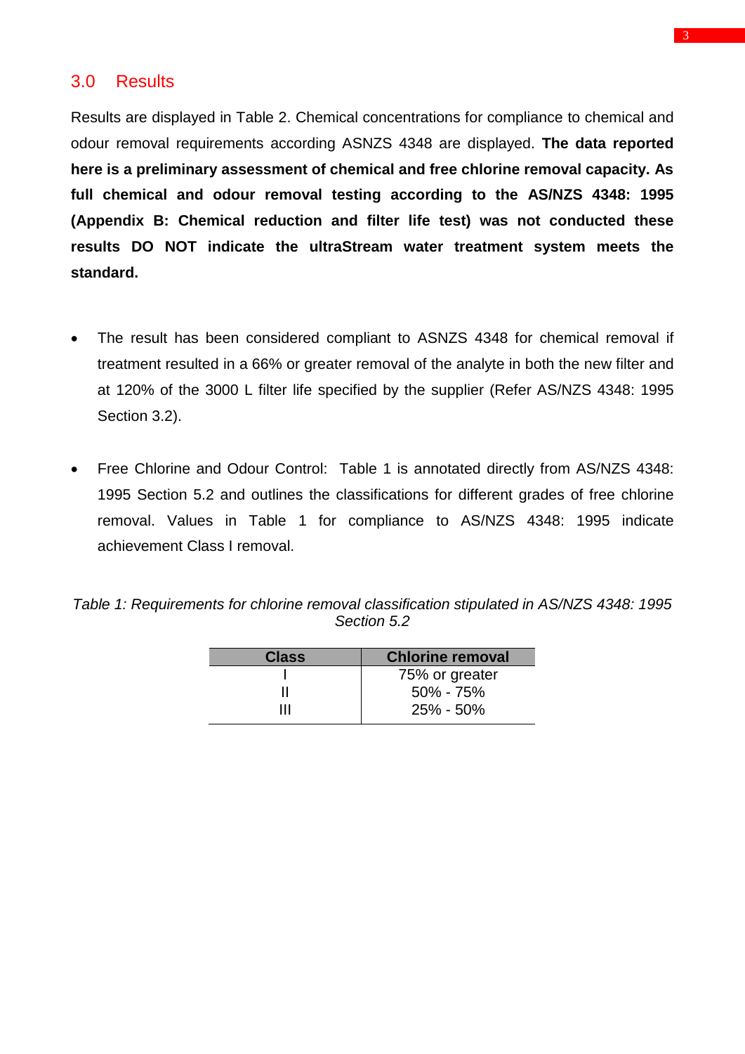## 3.0 Results

Results are displayed in Table 2. Chemical concentrations for compliance to chemical and odour removal requirements according ASNZS 4348 are displayed. **The data reported here is a preliminary assessment of chemical and free chlorine removal capacity. As full chemical and odour removal testing according to the AS/NZS 4348: 1995 (Appendix B: Chemical reduction and filter life test) was not conducted these results DO NOT indicate the ultraStream water treatment system meets the standard.**

- The result has been considered compliant to ASNZS 4348 for chemical removal if treatment resulted in a 66% or greater removal of the analyte in both the new filter and at 120% of the 3000 L filter life specified by the supplier (Refer AS/NZS 4348: 1995 Section 3.2).

- Free Chlorine and Odour Control: Table 1 is annotated directly from AS/NZS 4348: 1995 Section 5.2 and outlines the classifications for different grades of free chlorine removal. Values in Table 1 for compliance to AS/NZS 4348: 1995 indicate achievement Class I removal.

*Table 1: Requirements for chlorine removal classification stipulated in AS/NZS 4348: 1995 Section 5.2*

| Class | Chlorine removal |
|---|---|
| I | 75% or greater |
| II | 50% - 75% |
| III | 25% - 50% |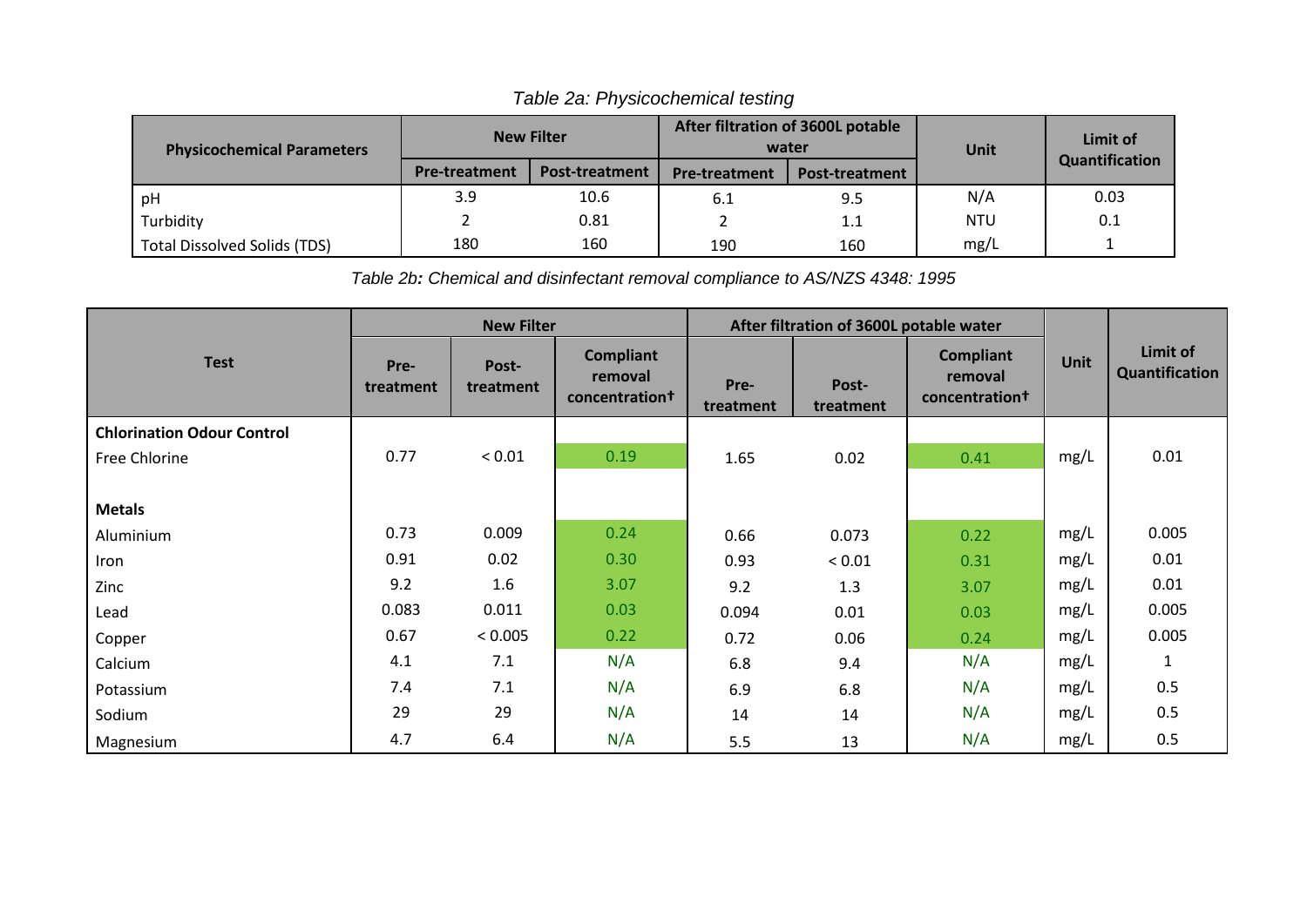*Table 2a: Physicochemical testing*

| Physicochemical Parameters | New Filter | | After filtration of 3600L potable water | | Unit | Limit of Quantification |
|---|---|---|---|---|---|---|
| | Pre-treatment | Post-treatment | Pre-treatment | Post-treatment | | |
| pH | 3.9 | 10.6 | 6.1 | 9.5 | N/A | 0.03 |
| Turbidity | 2 | 0.81 | 2 | 1.1 | NTU | 0.1 |
| Total Dissolved Solids (TDS) | 180 | 160 | 190 | 160 | mg/L | 1 |

*Table 2b: Chemical and disinfectant removal compliance to AS/NZS 4348: 1995*

| Test | New Filter | | | After filtration of 3600L potable water | | | Unit | Limit of Quantification |
|---|---|---|---|---|---|---|---|---|
| | Pre-treatment | Post-treatment | Compliant removal concentration† | Pre-treatment | Post-treatment | Compliant removal concentration† | | |
| **Chlorination Odour Control** | | | | | | | | |
| Free Chlorine | 0.77 | < 0.01 | 0.19 | 1.65 | 0.02 | 0.41 | mg/L | 0.01 |
| **Metals** | | | | | | | | |
| Aluminium | 0.73 | 0.009 | 0.24 | 0.66 | 0.073 | 0.22 | mg/L | 0.005 |
| Iron | 0.91 | 0.02 | 0.30 | 0.93 | < 0.01 | 0.31 | mg/L | 0.01 |
| Zinc | 9.2 | 1.6 | 3.07 | 9.2 | 1.3 | 3.07 | mg/L | 0.01 |
| Lead | 0.083 | 0.011 | 0.03 | 0.094 | 0.01 | 0.03 | mg/L | 0.005 |
| Copper | 0.67 | < 0.005 | 0.22 | 0.72 | 0.06 | 0.24 | mg/L | 0.005 |
| Calcium | 4.1 | 7.1 | N/A | 6.8 | 9.4 | N/A | mg/L | 1 |
| Potassium | 7.4 | 7.1 | N/A | 6.9 | 6.8 | N/A | mg/L | 0.5 |
| Sodium | 29 | 29 | N/A | 14 | 14 | N/A | mg/L | 0.5 |
| Magnesium | 4.7 | 6.4 | N/A | 5.5 | 13 | N/A | mg/L | 0.5 |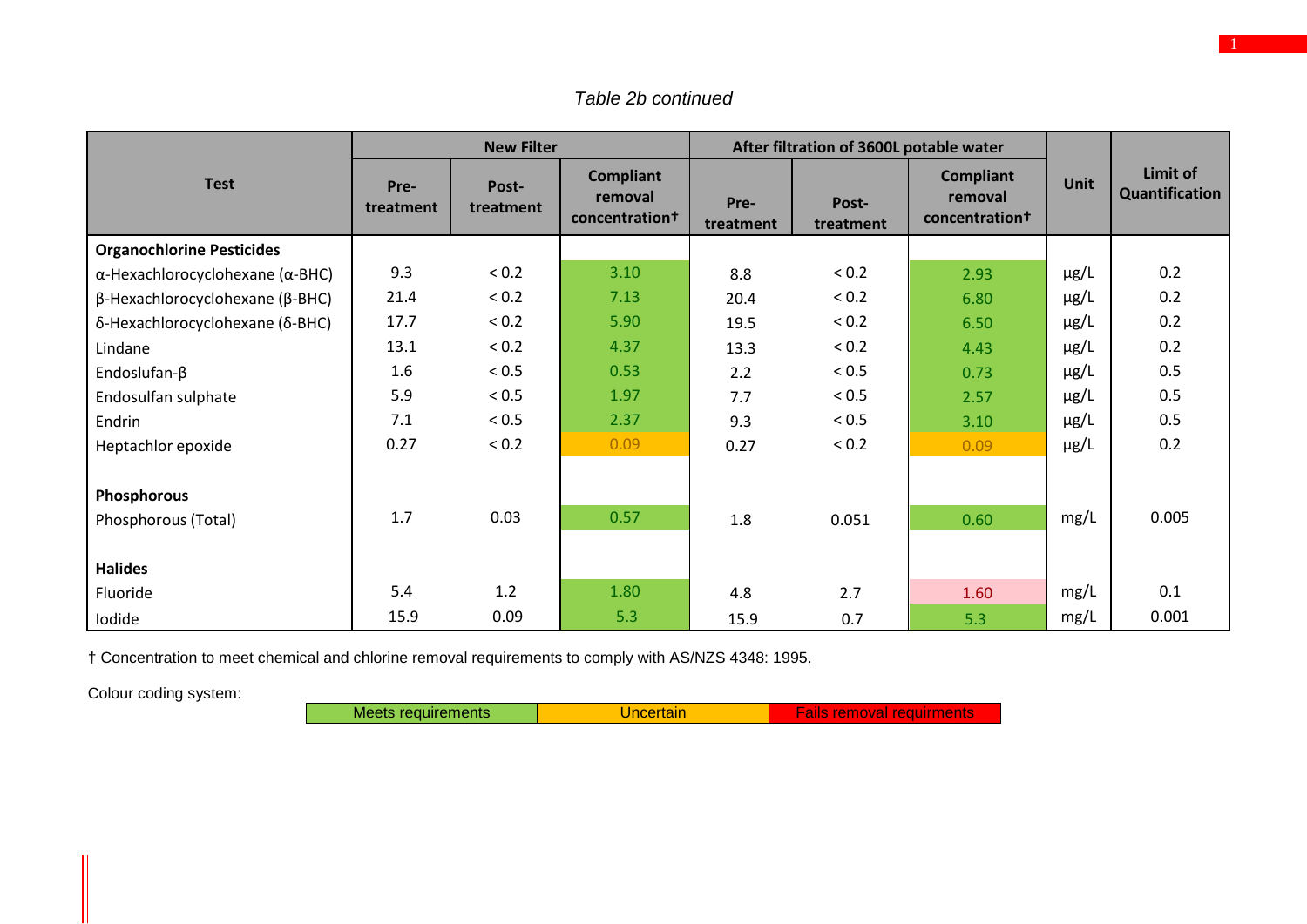*Table 2b continued*

| Test | New Filter | | | After filtration of 3600L potable water | | | Unit | Limit of Quantification |
|---|---|---|---|---|---|---|---|---|
| | Pre-treatment | Post-treatment | Compliant removal concentration† | Pre-treatment | Post-treatment | Compliant removal concentration† | | |
| **Organochlorine Pesticides** | | | | | | | | |
| α-Hexachlorocyclohexane (α-BHC) | 9.3 | < 0.2 | 3.10 | 8.8 | < 0.2 | 2.93 | µg/L | 0.2 |
| β-Hexachlorocyclohexane (β-BHC) | 21.4 | < 0.2 | 7.13 | 20.4 | < 0.2 | 6.80 | µg/L | 0.2 |
| δ-Hexachlorocyclohexane (δ-BHC) | 17.7 | < 0.2 | 5.90 | 19.5 | < 0.2 | 6.50 | µg/L | 0.2 |
| Lindane | 13.1 | < 0.2 | 4.37 | 13.3 | < 0.2 | 4.43 | µg/L | 0.2 |
| Endoslufan-β | 1.6 | < 0.5 | 0.53 | 2.2 | < 0.5 | 0.73 | µg/L | 0.5 |
| Endosulfan sulphate | 5.9 | < 0.5 | 1.97 | 7.7 | < 0.5 | 2.57 | µg/L | 0.5 |
| Endrin | 7.1 | < 0.5 | 2.37 | 9.3 | < 0.5 | 3.10 | µg/L | 0.5 |
| Heptachlor epoxide | 0.27 | < 0.2 | 0.09 | 0.27 | < 0.2 | 0.09 | µg/L | 0.2 |
| **Phosphorous** | | | | | | | | |
| Phosphorous (Total) | 1.7 | 0.03 | 0.57 | 1.8 | 0.051 | 0.60 | mg/L | 0.005 |
| **Halides** | | | | | | | | |
| Fluoride | 5.4 | 1.2 | 1.80 | 4.8 | 2.7 | 1.60 | mg/L | 0.1 |
| Iodide | 15.9 | 0.09 | 5.3 | 15.9 | 0.7 | 5.3 | mg/L | 0.001 |

† Concentration to meet chemical and chlorine removal requirements to comply with AS/NZS 4348: 1995.

Colour coding system:

| Meets requirements | Uncertain | Fails removal requirments |
|---|---|---|